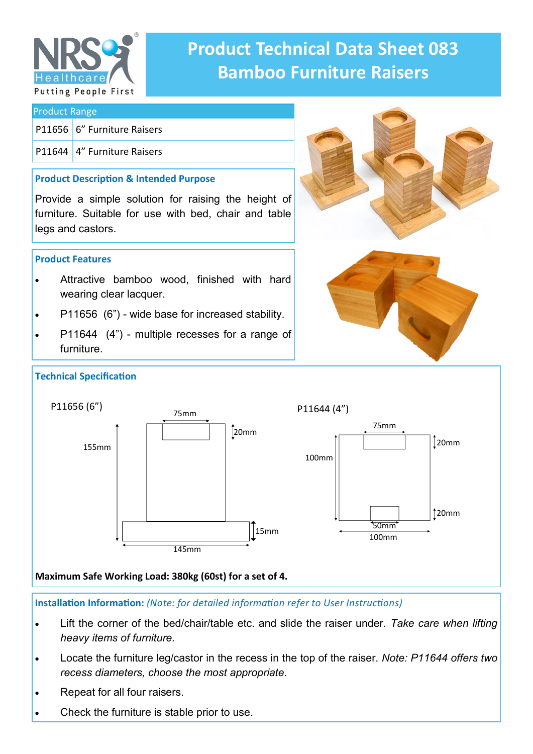# Product Technical Data Sheet 083
# Bamboo Furniture Raisers

NRS Healthcare — Putting People First

| Product Range | |
|---|---|
| P11656 | 6" Furniture Raisers |
| P11644 | 4" Furniture Raisers |

## Product Description & Intended Purpose

Provide a simple solution for raising the height of furniture. Suitable for use with bed, chair and table legs and castors.

## Product Features

- Attractive bamboo wood, finished with hard wearing clear lacquer.
- P11656 (6") - wide base for increased stability.
- P11644 (4") - multiple recesses for a range of furniture.

## Technical Specification

P11656 (6")

- 75mm
- 20mm
- 155mm
- 15mm
- 145mm

P11644 (4")

- 75mm
- 20mm
- 100mm
- 20mm
- 50mm
- 100mm

**Maximum Safe Working Load: 380kg (60st) for a set of 4.**

## Installation Information: *(Note: for detailed information refer to User Instructions)*

- Lift the corner of the bed/chair/table etc. and slide the raiser under. *Take care when lifting heavy items of furniture.*
- Locate the furniture leg/castor in the recess in the top of the raiser. *Note: P11644 offers two recess diameters, choose the most appropriate.*
- Repeat for all four raisers.
- Check the furniture is stable prior to use.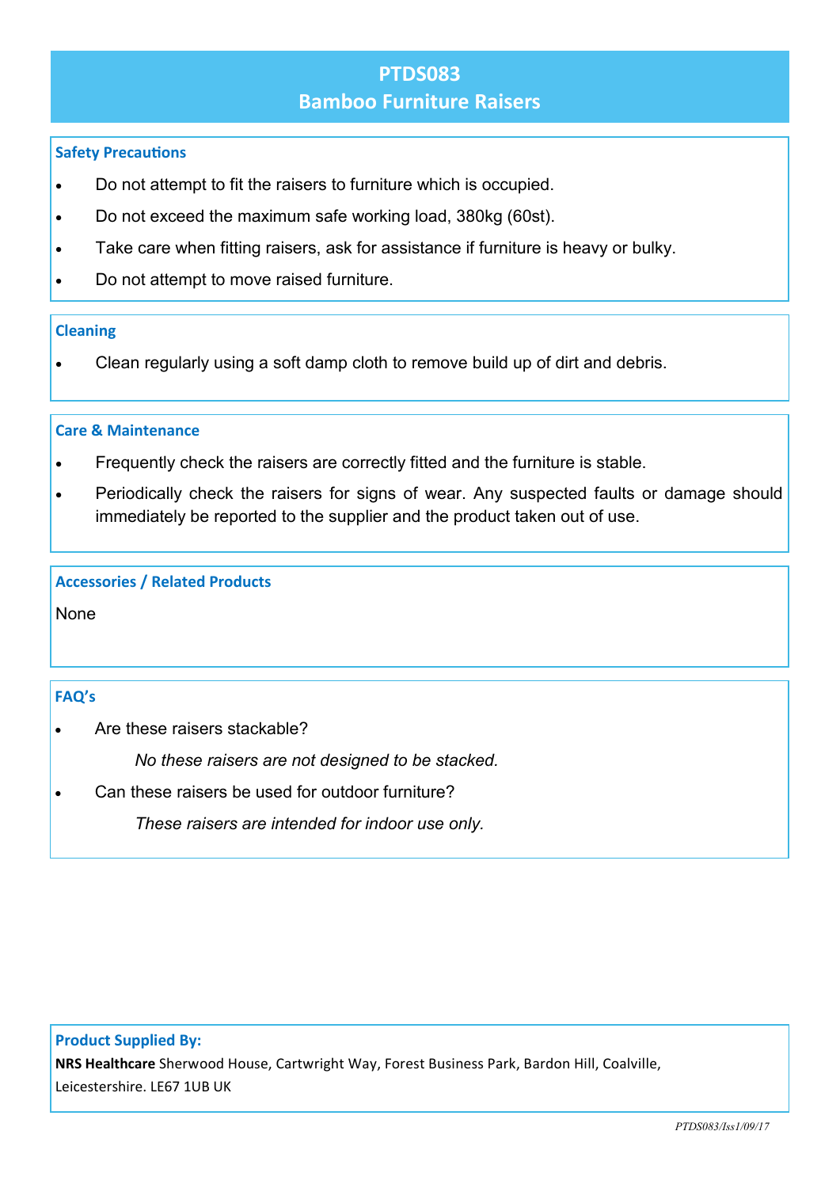# PTDS083
## Bamboo Furniture Raisers

### Safety Precautions

- Do not attempt to fit the raisers to furniture which is occupied.
- Do not exceed the maximum safe working load, 380kg (60st).
- Take care when fitting raisers, ask for assistance if furniture is heavy or bulky.
- Do not attempt to move raised furniture.

### Cleaning

- Clean regularly using a soft damp cloth to remove build up of dirt and debris.

### Care & Maintenance

- Frequently check the raisers are correctly fitted and the furniture is stable.
- Periodically check the raisers for signs of wear. Any suspected faults or damage should immediately be reported to the supplier and the product taken out of use.

### Accessories / Related Products

None

### FAQ's

- Are these raisers stackable?

  *No these raisers are not designed to be stacked.*
- Can these raisers be used for outdoor furniture?

  *These raisers are intended for indoor use only.*

### Product Supplied By:

**NRS Healthcare** Sherwood House, Cartwright Way, Forest Business Park, Bardon Hill, Coalville, Leicestershire. LE67 1UB UK

*PTDS083/Iss1/09/17*